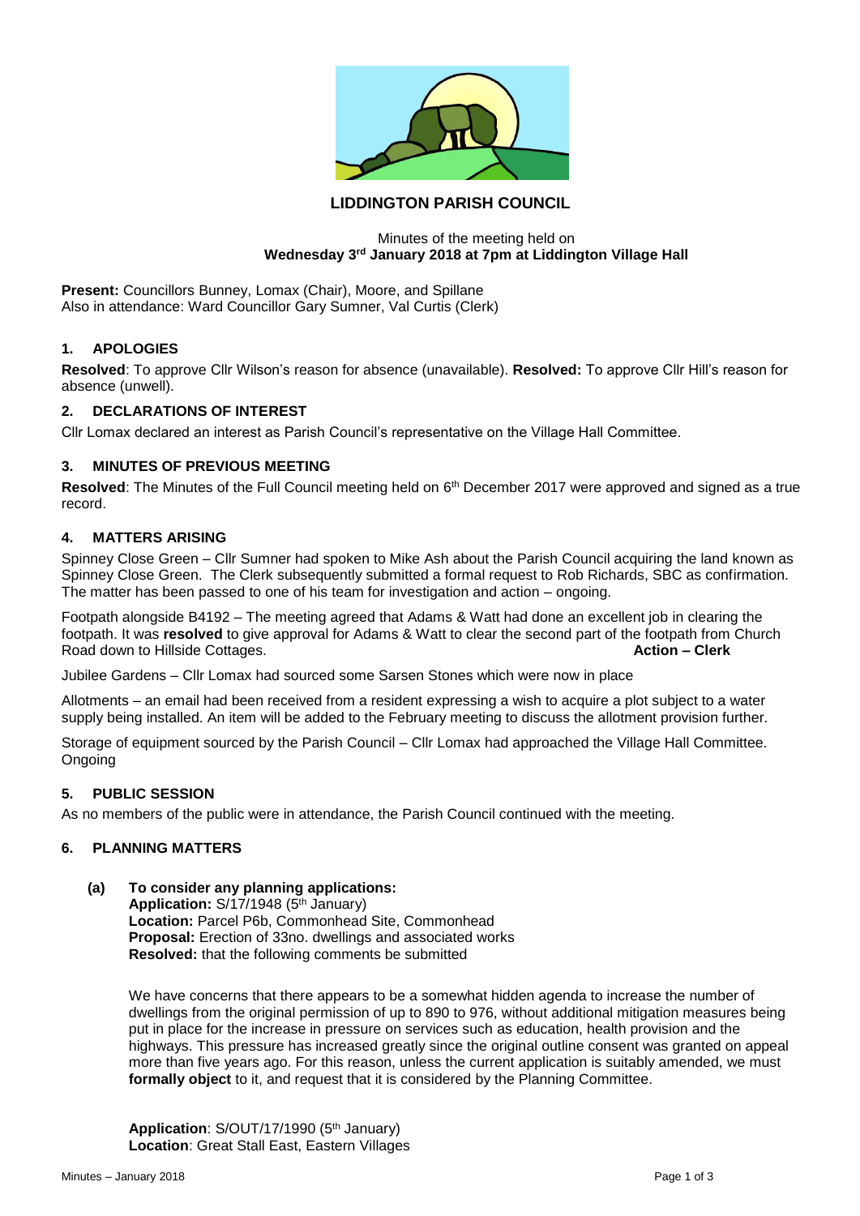# LIDDINGTON PARISH COUNCIL

Minutes of the meeting held on
**Wednesday 3rd January 2018 at 7pm at Liddington Village Hall**

**Present:** Councillors Bunney, Lomax (Chair), Moore, and Spillane
Also in attendance: Ward Councillor Gary Sumner, Val Curtis (Clerk)

## 1. APOLOGIES

**Resolved**: To approve Cllr Wilson's reason for absence (unavailable). **Resolved:** To approve Cllr Hill's reason for absence (unwell).

## 2. DECLARATIONS OF INTEREST

Cllr Lomax declared an interest as Parish Council's representative on the Village Hall Committee.

## 3. MINUTES OF PREVIOUS MEETING

**Resolved**: The Minutes of the Full Council meeting held on 6th December 2017 were approved and signed as a true record.

## 4. MATTERS ARISING

Spinney Close Green – Cllr Sumner had spoken to Mike Ash about the Parish Council acquiring the land known as Spinney Close Green. The Clerk subsequently submitted a formal request to Rob Richards, SBC as confirmation. The matter has been passed to one of his team for investigation and action – ongoing.

Footpath alongside B4192 – The meeting agreed that Adams & Watt had done an excellent job in clearing the footpath. It was **resolved** to give approval for Adams & Watt to clear the second part of the footpath from Church Road down to Hillside Cottages. **Action – Clerk**

Jubilee Gardens – Cllr Lomax had sourced some Sarsen Stones which were now in place

Allotments – an email had been received from a resident expressing a wish to acquire a plot subject to a water supply being installed. An item will be added to the February meeting to discuss the allotment provision further.

Storage of equipment sourced by the Parish Council – Cllr Lomax had approached the Village Hall Committee. Ongoing

## 5. PUBLIC SESSION

As no members of the public were in attendance, the Parish Council continued with the meeting.

## 6. PLANNING MATTERS

**(a) To consider any planning applications:**

**Application:** S/17/1948 (5th January)
**Location:** Parcel P6b, Commonhead Site, Commonhead
**Proposal:** Erection of 33no. dwellings and associated works
**Resolved:** that the following comments be submitted

We have concerns that there appears to be a somewhat hidden agenda to increase the number of dwellings from the original permission of up to 890 to 976, without additional mitigation measures being put in place for the increase in pressure on services such as education, health provision and the highways. This pressure has increased greatly since the original outline consent was granted on appeal more than five years ago. For this reason, unless the current application is suitably amended, we must **formally object** to it, and request that it is considered by the Planning Committee.

**Application**: S/OUT/17/1990 (5th January)
**Location**: Great Stall East, Eastern Villages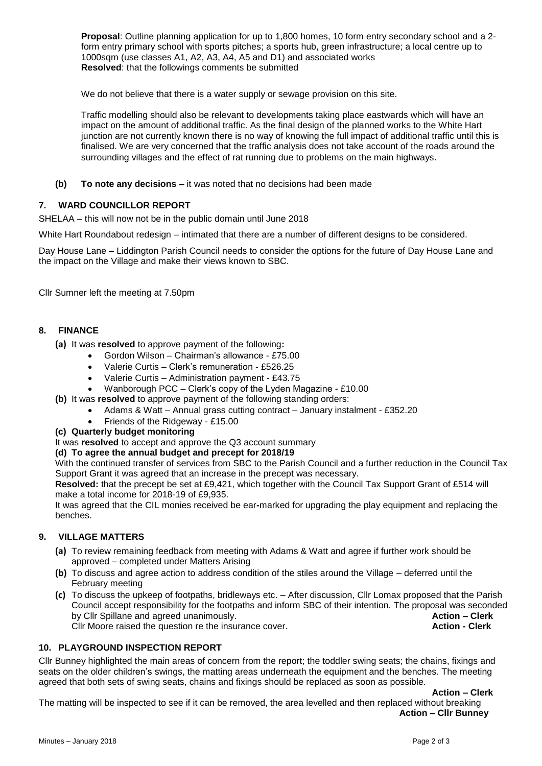**Proposal**: Outline planning application for up to 1,800 homes, 10 form entry secondary school and a 2-form entry primary school with sports pitches; a sports hub, green infrastructure; a local centre up to 1000sqm (use classes A1, A2, A3, A4, A5 and D1) and associated works
**Resolved**: that the followings comments be submitted

We do not believe that there is a water supply or sewage provision on this site.

Traffic modelling should also be relevant to developments taking place eastwards which will have an impact on the amount of additional traffic. As the final design of the planned works to the White Hart junction are not currently known there is no way of knowing the full impact of additional traffic until this is finalised. We are very concerned that the traffic analysis does not take account of the roads around the surrounding villages and the effect of rat running due to problems on the main highways.

**(b) To note any decisions –** it was noted that no decisions had been made

## 7. WARD COUNCILLOR REPORT

SHELAA – this will now not be in the public domain until June 2018

White Hart Roundabout redesign – intimated that there are a number of different designs to be considered.

Day House Lane – Liddington Parish Council needs to consider the options for the future of Day House Lane and the impact on the Village and make their views known to SBC.

Cllr Sumner left the meeting at 7.50pm

## 8. FINANCE

**(a)** It was **resolved** to approve payment of the following**:**
- Gordon Wilson – Chairman's allowance - £75.00
- Valerie Curtis – Clerk's remuneration - £526.25
- Valerie Curtis – Administration payment - £43.75
- Wanborough PCC – Clerk's copy of the Lyden Magazine - £10.00

**(b)** It was **resolved** to approve payment of the following standing orders:
- Adams & Watt – Annual grass cutting contract – January instalment - £352.20
- Friends of the Ridgeway - £15.00

**(c) Quarterly budget monitoring**

It was **resolved** to accept and approve the Q3 account summary

**(d) To agree the annual budget and precept for 2018/19**

With the continued transfer of services from SBC to the Parish Council and a further reduction in the Council Tax Support Grant it was agreed that an increase in the precept was necessary.

**Resolved:** that the precept be set at £9,421, which together with the Council Tax Support Grant of £514 will make a total income for 2018-19 of £9,935.

It was agreed that the CIL monies received be ear-marked for upgrading the play equipment and replacing the benches.

## 9. VILLAGE MATTERS

**(a)** To review remaining feedback from meeting with Adams & Watt and agree if further work should be approved – completed under Matters Arising

**(b)** To discuss and agree action to address condition of the stiles around the Village – deferred until the February meeting

**(c)** To discuss the upkeep of footpaths, bridleways etc. – After discussion, Cllr Lomax proposed that the Parish Council accept responsibility for the footpaths and inform SBC of their intention. The proposal was seconded by Cllr Spillane and agreed unanimously. **Action – Clerk**
Cllr Moore raised the question re the insurance cover. **Action - Clerk**

## 10. PLAYGROUND INSPECTION REPORT

Cllr Bunney highlighted the main areas of concern from the report; the toddler swing seats; the chains, fixings and seats on the older children's swings, the matting areas underneath the equipment and the benches. The meeting agreed that both sets of swing seats, chains and fixings should be replaced as soon as possible.

**Action – Clerk**

The matting will be inspected to see if it can be removed, the area levelled and then replaced without breaking

**Action – Cllr Bunney**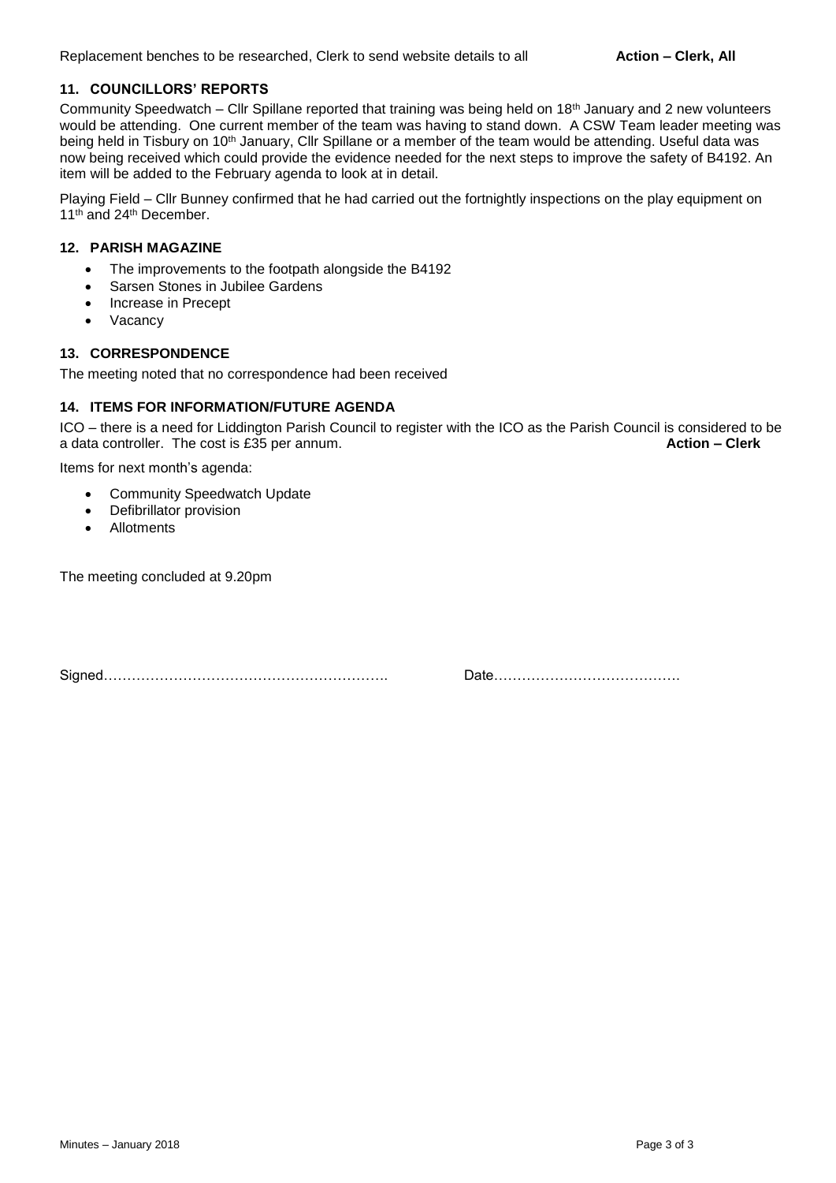Replacement benches to be researched, Clerk to send website details to all **Action – Clerk, All**

### 11. COUNCILLORS' REPORTS

Community Speedwatch – Cllr Spillane reported that training was being held on 18th January and 2 new volunteers would be attending. One current member of the team was having to stand down. A CSW Team leader meeting was being held in Tisbury on 10th January, Cllr Spillane or a member of the team would be attending. Useful data was now being received which could provide the evidence needed for the next steps to improve the safety of B4192. An item will be added to the February agenda to look at in detail.

Playing Field – Cllr Bunney confirmed that he had carried out the fortnightly inspections on the play equipment on 11th and 24th December.

### 12. PARISH MAGAZINE

- The improvements to the footpath alongside the B4192
- Sarsen Stones in Jubilee Gardens
- Increase in Precept
- Vacancy

### 13. CORRESPONDENCE

The meeting noted that no correspondence had been received

### 14. ITEMS FOR INFORMATION/FUTURE AGENDA

ICO – there is a need for Liddington Parish Council to register with the ICO as the Parish Council is considered to be a data controller. The cost is £35 per annum. **Action – Clerk**

Items for next month's agenda:

- Community Speedwatch Update
- Defibrillator provision
- Allotments

The meeting concluded at 9.20pm

Signed…………………………………………………. Date………………………………….